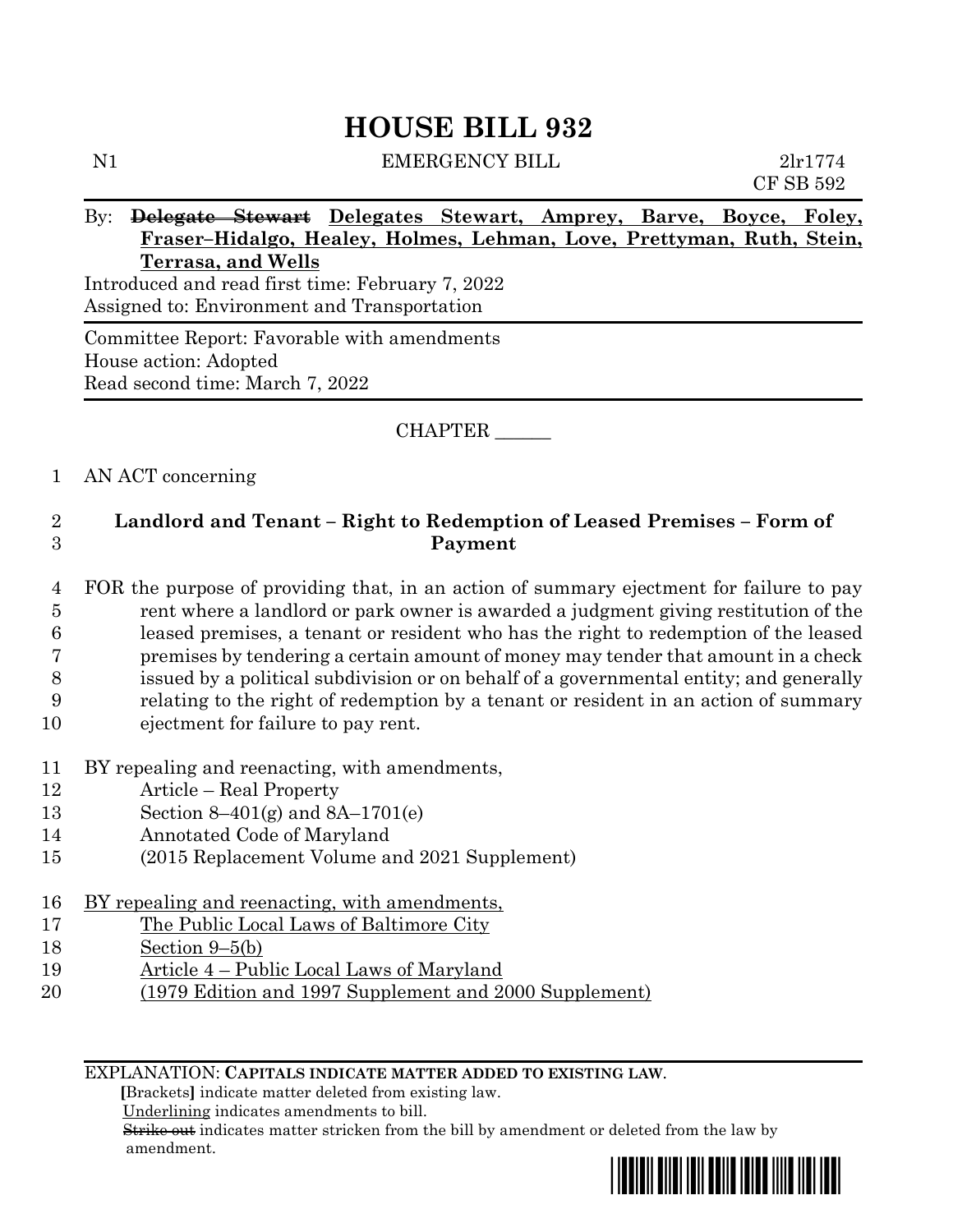# HOUSE BILL 932

N1 EMERGENCY BILL 2lr1774
CF SB 592

By: ~~**Delegate Stewart**~~ **Delegates Stewart, Amprey, Barve, Boyce, Foley, Fraser–Hidalgo, Healey, Holmes, Lehman, Love, Prettyman, Ruth, Stein, Terrasa, and Wells**

Introduced and read first time: February 7, 2022
Assigned to: Environment and Transportation

Committee Report: Favorable with amendments
House action: Adopted
Read second time: March 7, 2022

CHAPTER ______

1 AN ACT concerning

2 **Landlord and Tenant – Right to Redemption of Leased Premises – Form of**
3 **Payment**

4 FOR the purpose of providing that, in an action of summary ejectment for failure to pay
5 rent where a landlord or park owner is awarded a judgment giving restitution of the
6 leased premises, a tenant or resident who has the right to redemption of the leased
7 premises by tendering a certain amount of money may tender that amount in a check
8 issued by a political subdivision or on behalf of a governmental entity; and generally
9 relating to the right of redemption by a tenant or resident in an action of summary
10 ejectment for failure to pay rent.

11 BY repealing and reenacting, with amendments,
12 Article – Real Property
13 Section 8–401(g) and 8A–1701(e)
14 Annotated Code of Maryland
15 (2015 Replacement Volume and 2021 Supplement)

16 <u>BY repealing and reenacting, with amendments,</u>
17 <u>The Public Local Laws of Baltimore City</u>
18 <u>Section 9–5(b)</u>
19 <u>Article 4 – Public Local Laws of Maryland</u>
20 <u>(1979 Edition and 1997 Supplement and 2000 Supplement)</u>

EXPLANATION: **CAPITALS INDICATE MATTER ADDED TO EXISTING LAW.**
**[**Brackets**]** indicate matter deleted from existing law.
<u>Underlining</u> indicates amendments to bill.
~~Strike out~~ indicates matter stricken from the bill by amendment or deleted from the law by amendment.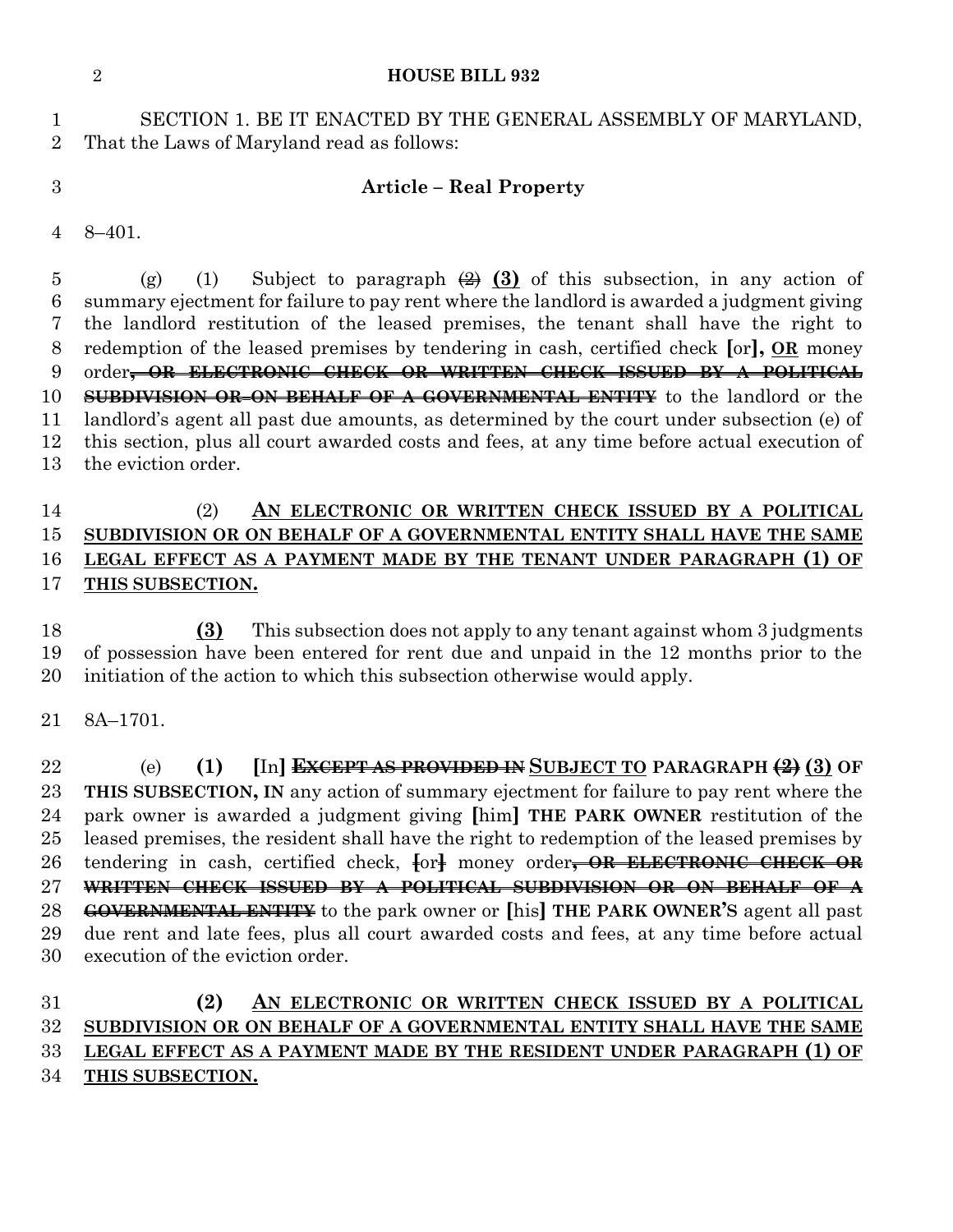SECTION 1. BE IT ENACTED BY THE GENERAL ASSEMBLY OF MARYLAND, That the Laws of Maryland read as follows:

**Article – Real Property**

8–401.

(g) (1) Subject to paragraph ~~(2)~~ **(3)** of this subsection, in any action of summary ejectment for failure to pay rent where the landlord is awarded a judgment giving the landlord restitution of the leased premises, the tenant shall have the right to redemption of the leased premises by tendering in cash, certified check **[**or**], OR** money order~~**, OR ELECTRONIC CHECK OR WRITTEN CHECK ISSUED BY A POLITICAL SUBDIVISION OR ON BEHALF OF A GOVERNMENTAL ENTITY**~~ to the landlord or the landlord's agent all past due amounts, as determined by the court under subsection (e) of this section, plus all court awarded costs and fees, at any time before actual execution of the eviction order.

(2) **AN ELECTRONIC OR WRITTEN CHECK ISSUED BY A POLITICAL SUBDIVISION OR ON BEHALF OF A GOVERNMENTAL ENTITY SHALL HAVE THE SAME LEGAL EFFECT AS A PAYMENT MADE BY THE TENANT UNDER PARAGRAPH (1) OF THIS SUBSECTION.**

**(3)** This subsection does not apply to any tenant against whom 3 judgments of possession have been entered for rent due and unpaid in the 12 months prior to the initiation of the action to which this subsection otherwise would apply.

8A–1701.

(e) **(1)** **[**In**]** ~~**EXCEPT AS PROVIDED IN**~~ **SUBJECT TO PARAGRAPH** ~~**(2)**~~ **(3) OF THIS SUBSECTION, IN** any action of summary ejectment for failure to pay rent where the park owner is awarded a judgment giving **[**him**]** **THE PARK OWNER** restitution of the leased premises, the resident shall have the right to redemption of the leased premises by tendering in cash, certified check, ~~**[**or**]**~~ money order~~**, OR ELECTRONIC CHECK OR WRITTEN CHECK ISSUED BY A POLITICAL SUBDIVISION OR ON BEHALF OF A GOVERNMENTAL ENTITY**~~ to the park owner or **[**his**]** **THE PARK OWNER'S** agent all past due rent and late fees, plus all court awarded costs and fees, at any time before actual execution of the eviction order.

**(2)** **AN ELECTRONIC OR WRITTEN CHECK ISSUED BY A POLITICAL SUBDIVISION OR ON BEHALF OF A GOVERNMENTAL ENTITY SHALL HAVE THE SAME LEGAL EFFECT AS A PAYMENT MADE BY THE RESIDENT UNDER PARAGRAPH (1) OF THIS SUBSECTION.**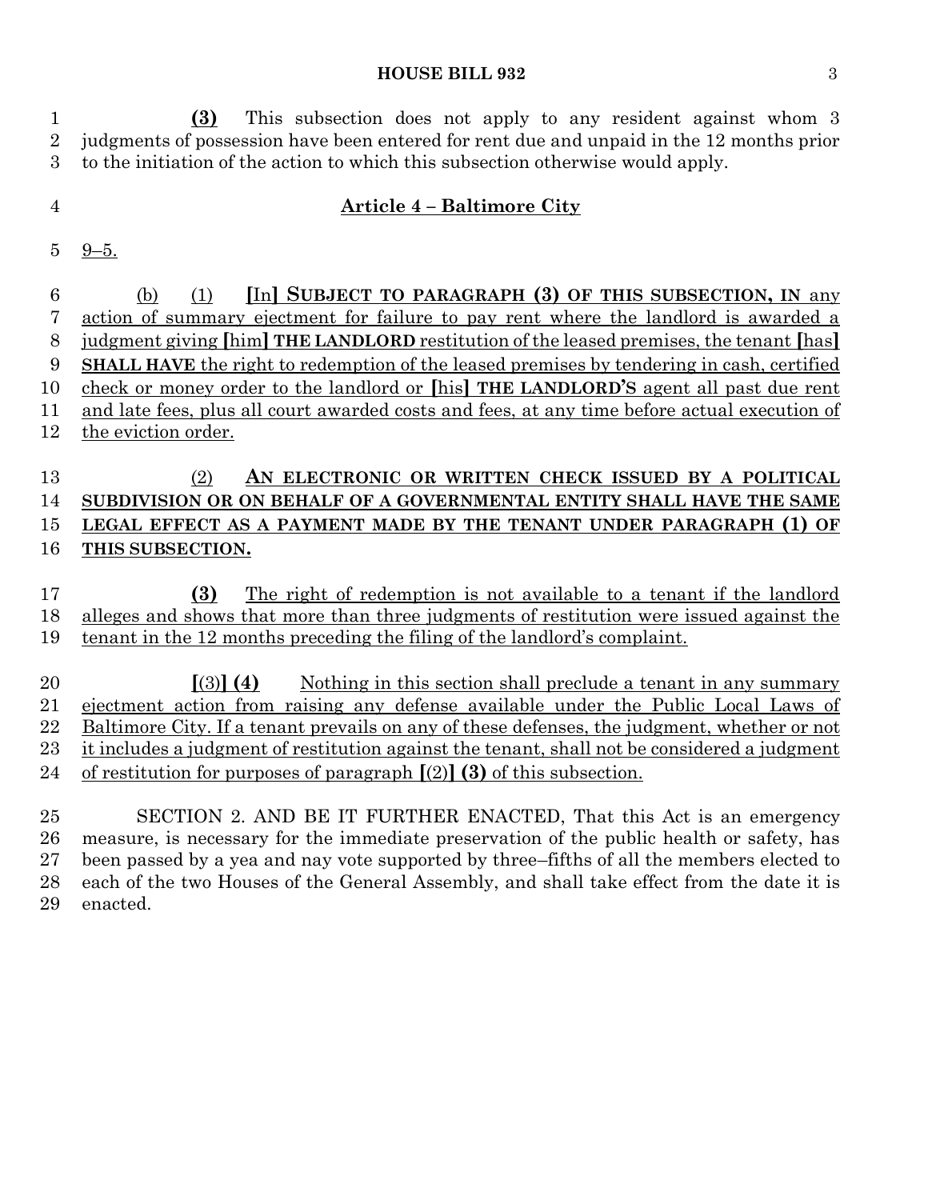**(3)** This subsection does not apply to any resident against whom 3 judgments of possession have been entered for rent due and unpaid in the 12 months prior to the initiation of the action to which this subsection otherwise would apply.

**Article 4 – Baltimore City**

9–5.

(b) (1) **[**In**]** **SUBJECT TO PARAGRAPH (3) OF THIS SUBSECTION, IN** any action of summary ejectment for failure to pay rent where the landlord is awarded a judgment giving **[**him**]** **THE LANDLORD** restitution of the leased premises, the tenant **[**has**]** **SHALL HAVE** the right to redemption of the leased premises by tendering in cash, certified check or money order to the landlord or **[**his**]** **THE LANDLORD'S** agent all past due rent and late fees, plus all court awarded costs and fees, at any time before actual execution of the eviction order.

(2) **AN ELECTRONIC OR WRITTEN CHECK ISSUED BY A POLITICAL SUBDIVISION OR ON BEHALF OF A GOVERNMENTAL ENTITY SHALL HAVE THE SAME LEGAL EFFECT AS A PAYMENT MADE BY THE TENANT UNDER PARAGRAPH (1) OF THIS SUBSECTION.**

**(3)** The right of redemption is not available to a tenant if the landlord alleges and shows that more than three judgments of restitution were issued against the tenant in the 12 months preceding the filing of the landlord's complaint.

**[**(3)**]** **(4)** Nothing in this section shall preclude a tenant in any summary ejectment action from raising any defense available under the Public Local Laws of Baltimore City. If a tenant prevails on any of these defenses, the judgment, whether or not it includes a judgment of restitution against the tenant, shall not be considered a judgment of restitution for purposes of paragraph **[**(2)**]** **(3)** of this subsection.

SECTION 2. AND BE IT FURTHER ENACTED, That this Act is an emergency measure, is necessary for the immediate preservation of the public health or safety, has been passed by a yea and nay vote supported by three–fifths of all the members elected to each of the two Houses of the General Assembly, and shall take effect from the date it is enacted.